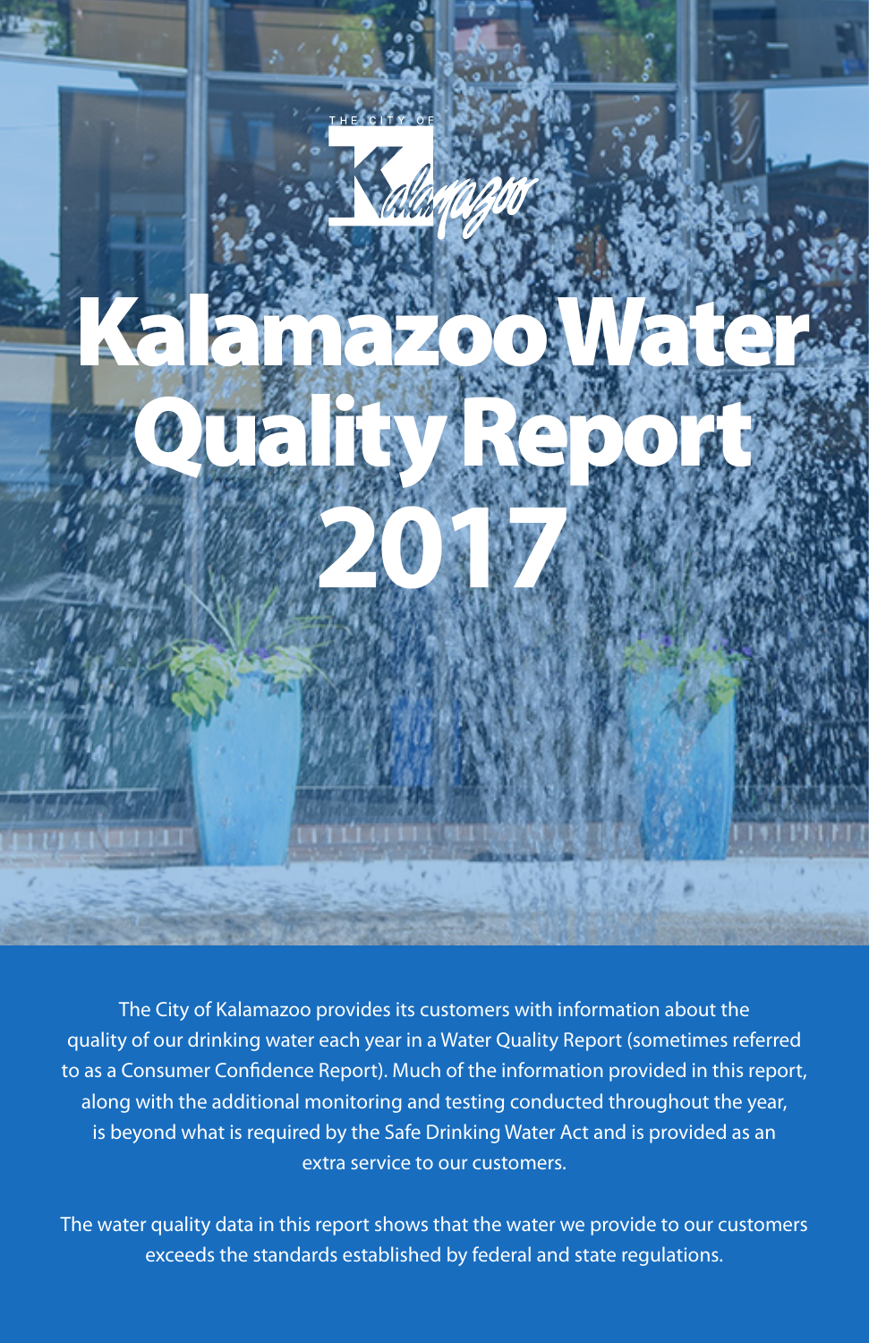THE CITY OF Kalamazoo

# Kalamazoo Water Quality Report 2017

The City of Kalamazoo provides its customers with information about the quality of our drinking water each year in a Water Quality Report (sometimes referred to as a Consumer Confidence Report). Much of the information provided in this report, along with the additional monitoring and testing conducted throughout the year, is beyond what is required by the Safe Drinking Water Act and is provided as an extra service to our customers.

The water quality data in this report shows that the water we provide to our customers exceeds the standards established by federal and state regulations.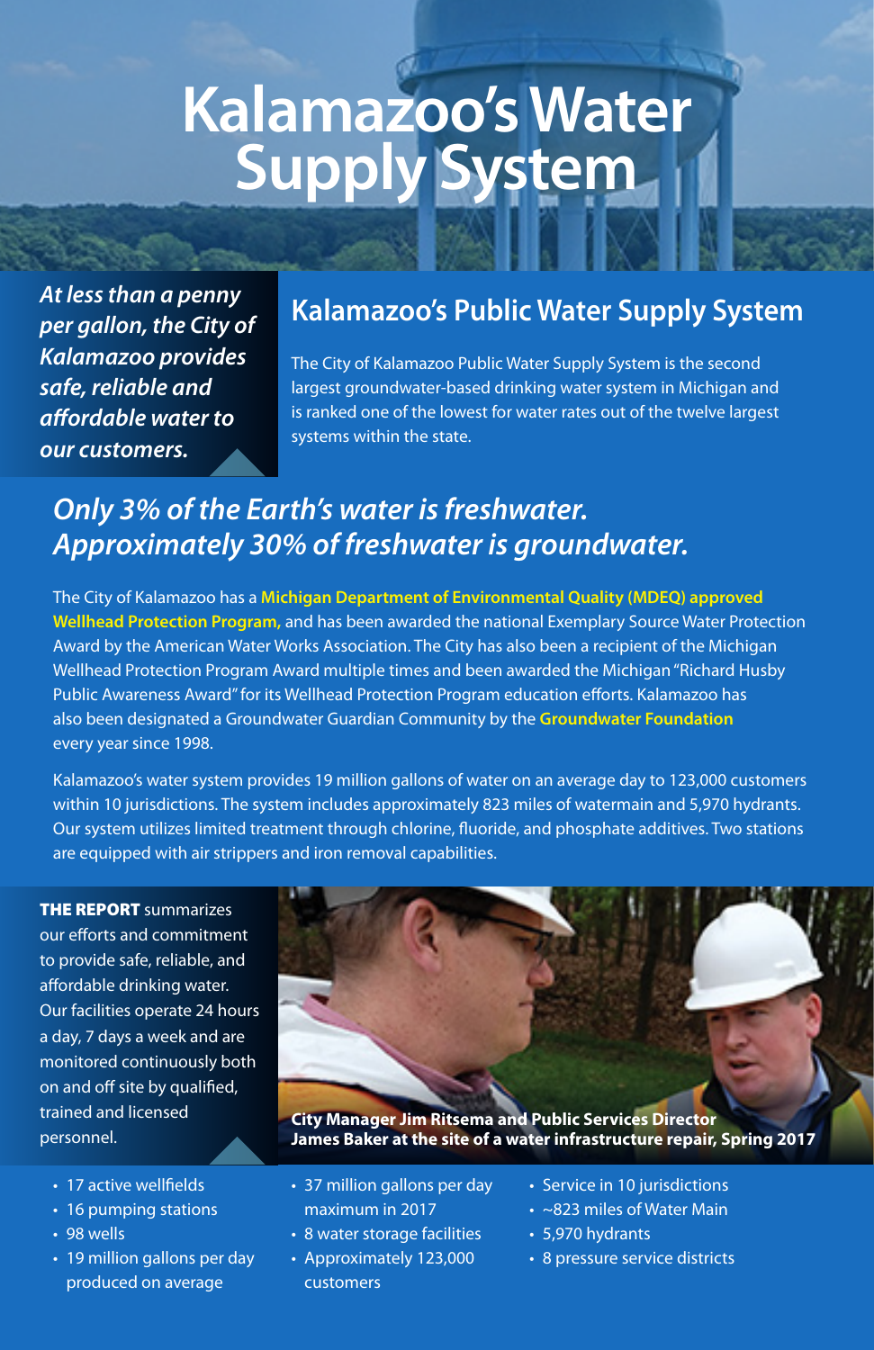# Kalamazoo's Water Supply System

***At less than a penny per gallon, the City of Kalamazoo provides safe, reliable and affordable water to our customers.***

## Kalamazoo's Public Water Supply System

The City of Kalamazoo Public Water Supply System is the second largest groundwater-based drinking water system in Michigan and is ranked one of the lowest for water rates out of the twelve largest systems within the state.

## *Only 3% of the Earth's water is freshwater. Approximately 30% of freshwater is groundwater.*

The City of Kalamazoo has a **Michigan Department of Environmental Quality (MDEQ) approved Wellhead Protection Program,** and has been awarded the national Exemplary Source Water Protection Award by the American Water Works Association. The City has also been a recipient of the Michigan Wellhead Protection Program Award multiple times and been awarded the Michigan "Richard Husby Public Awareness Award" for its Wellhead Protection Program education efforts. Kalamazoo has also been designated a Groundwater Guardian Community by the **Groundwater Foundation** every year since 1998.

Kalamazoo's water system provides 19 million gallons of water on an average day to 123,000 customers within 10 jurisdictions. The system includes approximately 823 miles of watermain and 5,970 hydrants. Our system utilizes limited treatment through chlorine, fluoride, and phosphate additives. Two stations are equipped with air strippers and iron removal capabilities.

**THE REPORT** summarizes our efforts and commitment to provide safe, reliable, and affordable drinking water. Our facilities operate 24 hours a day, 7 days a week and are monitored continuously both on and off site by qualified, trained and licensed personnel.

**City Manager Jim Ritsema and Public Services Director James Baker at the site of a water infrastructure repair, Spring 2017**

- 17 active wellfields
- 16 pumping stations
- 98 wells
- 19 million gallons per day produced on average
- 37 million gallons per day maximum in 2017
- 8 water storage facilities
- Approximately 123,000 customers
- Service in 10 jurisdictions
- ~823 miles of Water Main
- 5,970 hydrants
- 8 pressure service districts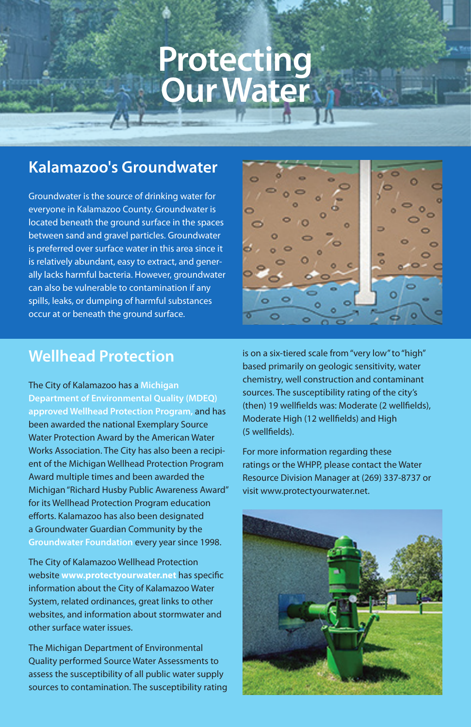# Protecting Our Water

## Kalamazoo's Groundwater

Groundwater is the source of drinking water for everyone in Kalamazoo County. Groundwater is located beneath the ground surface in the spaces between sand and gravel particles. Groundwater is preferred over surface water in this area since it is relatively abundant, easy to extract, and generally lacks harmful bacteria. However, groundwater can also be vulnerable to contamination if any spills, leaks, or dumping of harmful substances occur at or beneath the ground surface.

## Wellhead Protection

The City of Kalamazoo has a **Michigan Department of Environmental Quality (MDEQ) approved Wellhead Protection Program,** and has been awarded the national Exemplary Source Water Protection Award by the American Water Works Association. The City has also been a recipient of the Michigan Wellhead Protection Program Award multiple times and been awarded the Michigan "Richard Husby Public Awareness Award" for its Wellhead Protection Program education efforts. Kalamazoo has also been designated a Groundwater Guardian Community by the **Groundwater Foundation** every year since 1998.

The City of Kalamazoo Wellhead Protection website **www.protectyourwater.net** has specific information about the City of Kalamazoo Water System, related ordinances, great links to other websites, and information about stormwater and other surface water issues.

The Michigan Department of Environmental Quality performed Source Water Assessments to assess the susceptibility of all public water supply sources to contamination. The susceptibility rating is on a six-tiered scale from "very low" to "high" based primarily on geologic sensitivity, water chemistry, well construction and contaminant sources. The susceptibility rating of the city's (then) 19 wellfields was: Moderate (2 wellfields), Moderate High (12 wellfields) and High (5 wellfields).

For more information regarding these ratings or the WHPP, please contact the Water Resource Division Manager at (269) 337-8737 or visit www.protectyourwater.net.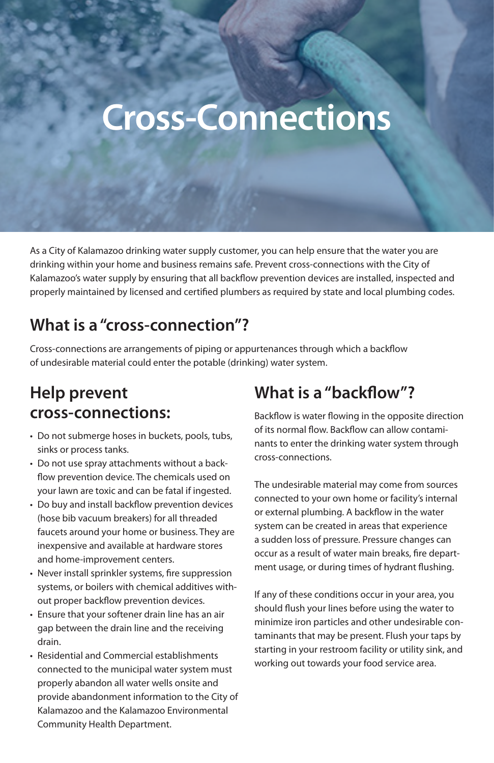# Cross-Connections

As a City of Kalamazoo drinking water supply customer, you can help ensure that the water you are drinking within your home and business remains safe. Prevent cross-connections with the City of Kalamazoo's water supply by ensuring that all backflow prevention devices are installed, inspected and properly maintained by licensed and certified plumbers as required by state and local plumbing codes.

## What is a "cross-connection"?

Cross-connections are arrangements of piping or appurtenances through which a backflow of undesirable material could enter the potable (drinking) water system.

## Help prevent cross-connections:

- Do not submerge hoses in buckets, pools, tubs, sinks or process tanks.
- Do not use spray attachments without a backflow prevention device. The chemicals used on your lawn are toxic and can be fatal if ingested.
- Do buy and install backflow prevention devices (hose bib vacuum breakers) for all threaded faucets around your home or business. They are inexpensive and available at hardware stores and home-improvement centers.
- Never install sprinkler systems, fire suppression systems, or boilers with chemical additives without proper backflow prevention devices.
- Ensure that your softener drain line has an air gap between the drain line and the receiving drain.
- Residential and Commercial establishments connected to the municipal water system must properly abandon all water wells onsite and provide abandonment information to the City of Kalamazoo and the Kalamazoo Environmental Community Health Department.

## What is a "backflow"?

Backflow is water flowing in the opposite direction of its normal flow. Backflow can allow contaminants to enter the drinking water system through cross-connections.

The undesirable material may come from sources connected to your own home or facility's internal or external plumbing. A backflow in the water system can be created in areas that experience a sudden loss of pressure. Pressure changes can occur as a result of water main breaks, fire department usage, or during times of hydrant flushing.

If any of these conditions occur in your area, you should flush your lines before using the water to minimize iron particles and other undesirable contaminants that may be present. Flush your taps by starting in your restroom facility or utility sink, and working out towards your food service area.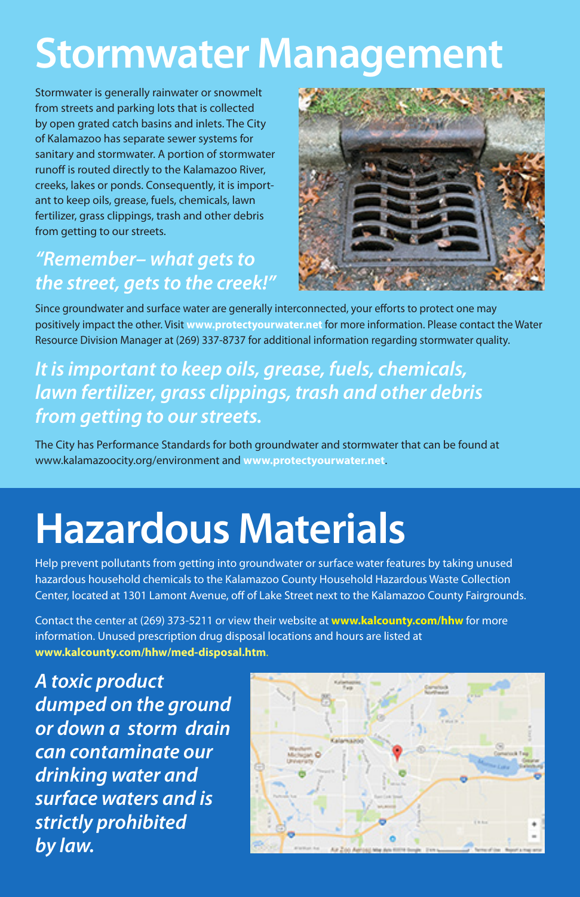# Stormwater Management

Stormwater is generally rainwater or snowmelt from streets and parking lots that is collected by open grated catch basins and inlets. The City of Kalamazoo has separate sewer systems for sanitary and stormwater. A portion of stormwater runoff is routed directly to the Kalamazoo River, creeks, lakes or ponds. Consequently, it is important to keep oils, grease, fuels, chemicals, lawn fertilizer, grass clippings, trash and other debris from getting to our streets.

***"Remember– what gets to the street, gets to the creek!"***

Since groundwater and surface water are generally interconnected, your efforts to protect one may positively impact the other. Visit **www.protectyourwater.net** for more information. Please contact the Water Resource Division Manager at (269) 337-8737 for additional information regarding stormwater quality.

***It is important to keep oils, grease, fuels, chemicals, lawn fertilizer, grass clippings, trash and other debris from getting to our streets.***

The City has Performance Standards for both groundwater and stormwater that can be found at www.kalamazoocity.org/environment and **www.protectyourwater.net**.

# Hazardous Materials

Help prevent pollutants from getting into groundwater or surface water features by taking unused hazardous household chemicals to the Kalamazoo County Household Hazardous Waste Collection Center, located at 1301 Lamont Avenue, off of Lake Street next to the Kalamazoo County Fairgrounds.

Contact the center at (269) 373-5211 or view their website at **www.kalcounty.com/hhw** for more information. Unused prescription drug disposal locations and hours are listed at **www.kalcounty.com/hhw/med-disposal.htm**.

***A toxic product dumped on the ground or down a storm drain can contaminate our drinking water and surface waters and is strictly prohibited by law.***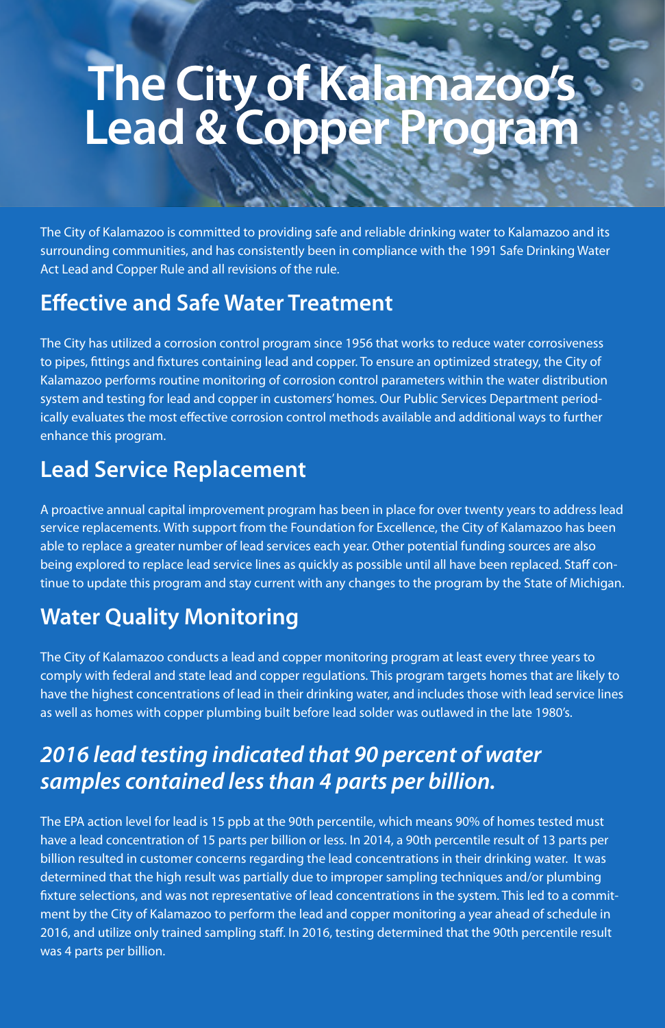# The City of Kalamazoo's Lead & Copper Program

The City of Kalamazoo is committed to providing safe and reliable drinking water to Kalamazoo and its surrounding communities, and has consistently been in compliance with the 1991 Safe Drinking Water Act Lead and Copper Rule and all revisions of the rule.

## Effective and Safe Water Treatment

The City has utilized a corrosion control program since 1956 that works to reduce water corrosiveness to pipes, fittings and fixtures containing lead and copper. To ensure an optimized strategy, the City of Kalamazoo performs routine monitoring of corrosion control parameters within the water distribution system and testing for lead and copper in customers' homes. Our Public Services Department periodically evaluates the most effective corrosion control methods available and additional ways to further enhance this program.

## Lead Service Replacement

A proactive annual capital improvement program has been in place for over twenty years to address lead service replacements. With support from the Foundation for Excellence, the City of Kalamazoo has been able to replace a greater number of lead services each year. Other potential funding sources are also being explored to replace lead service lines as quickly as possible until all have been replaced. Staff continue to update this program and stay current with any changes to the program by the State of Michigan.

## Water Quality Monitoring

The City of Kalamazoo conducts a lead and copper monitoring program at least every three years to comply with federal and state lead and copper regulations. This program targets homes that are likely to have the highest concentrations of lead in their drinking water, and includes those with lead service lines as well as homes with copper plumbing built before lead solder was outlawed in the late 1980's.

## *2016 lead testing indicated that 90 percent of water samples contained less than 4 parts per billion.*

The EPA action level for lead is 15 ppb at the 90th percentile, which means 90% of homes tested must have a lead concentration of 15 parts per billion or less. In 2014, a 90th percentile result of 13 parts per billion resulted in customer concerns regarding the lead concentrations in their drinking water. It was determined that the high result was partially due to improper sampling techniques and/or plumbing fixture selections, and was not representative of lead concentrations in the system. This led to a commitment by the City of Kalamazoo to perform the lead and copper monitoring a year ahead of schedule in 2016, and utilize only trained sampling staff. In 2016, testing determined that the 90th percentile result was 4 parts per billion.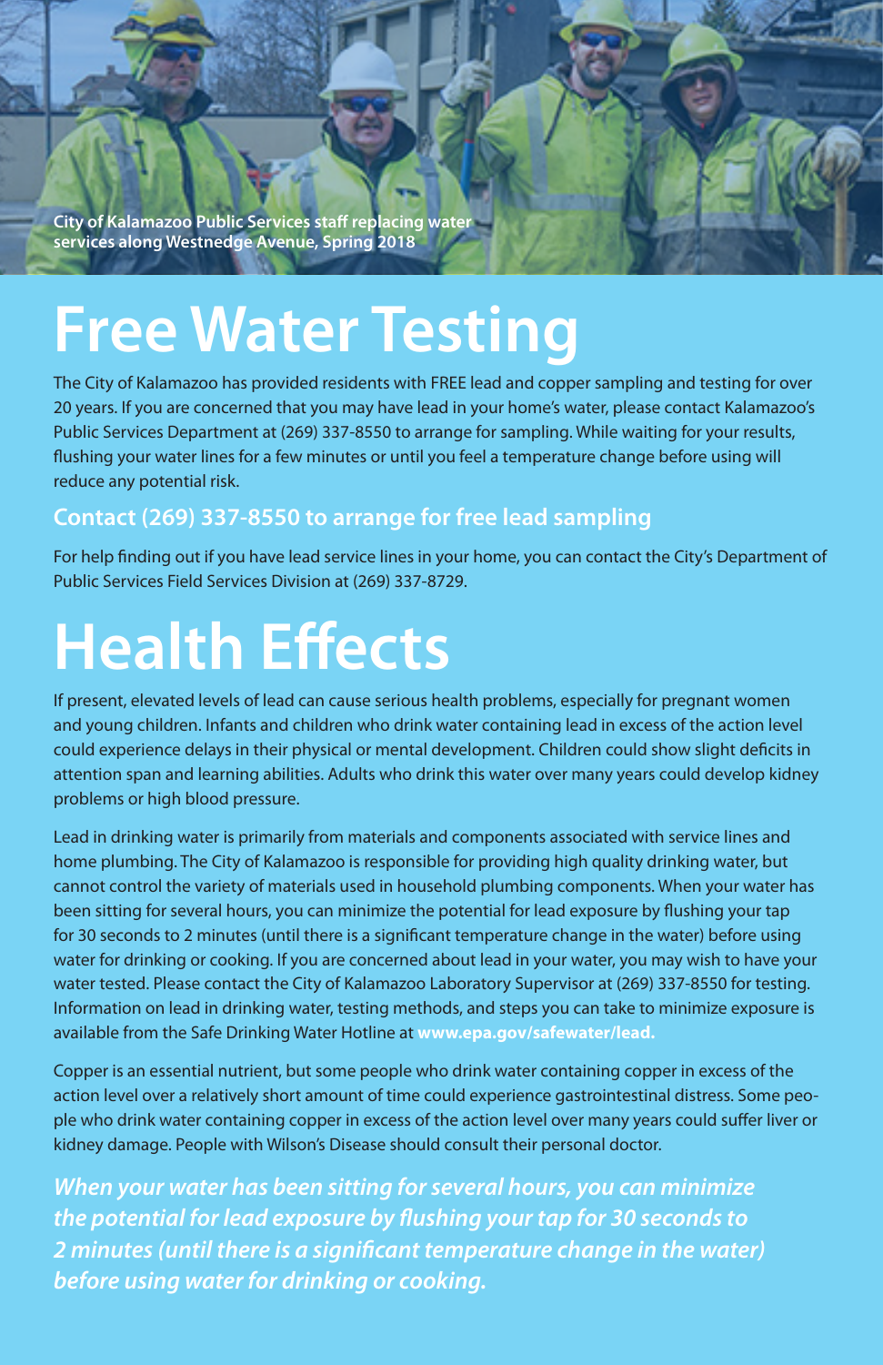City of Kalamazoo Public Services staff replacing water services along Westnedge Avenue, Spring 2018

# Free Water Testing

The City of Kalamazoo has provided residents with FREE lead and copper sampling and testing for over 20 years. If you are concerned that you may have lead in your home's water, please contact Kalamazoo's Public Services Department at (269) 337-8550 to arrange for sampling. While waiting for your results, flushing your water lines for a few minutes or until you feel a temperature change before using will reduce any potential risk.

### Contact (269) 337-8550 to arrange for free lead sampling

For help finding out if you have lead service lines in your home, you can contact the City's Department of Public Services Field Services Division at (269) 337-8729.

# Health Effects

If present, elevated levels of lead can cause serious health problems, especially for pregnant women and young children. Infants and children who drink water containing lead in excess of the action level could experience delays in their physical or mental development. Children could show slight deficits in attention span and learning abilities. Adults who drink this water over many years could develop kidney problems or high blood pressure.

Lead in drinking water is primarily from materials and components associated with service lines and home plumbing. The City of Kalamazoo is responsible for providing high quality drinking water, but cannot control the variety of materials used in household plumbing components. When your water has been sitting for several hours, you can minimize the potential for lead exposure by flushing your tap for 30 seconds to 2 minutes (until there is a significant temperature change in the water) before using water for drinking or cooking. If you are concerned about lead in your water, you may wish to have your water tested. Please contact the City of Kalamazoo Laboratory Supervisor at (269) 337-8550 for testing. Information on lead in drinking water, testing methods, and steps you can take to minimize exposure is available from the Safe Drinking Water Hotline at **www.epa.gov/safewater/lead.**

Copper is an essential nutrient, but some people who drink water containing copper in excess of the action level over a relatively short amount of time could experience gastrointestinal distress. Some people who drink water containing copper in excess of the action level over many years could suffer liver or kidney damage. People with Wilson's Disease should consult their personal doctor.

***When your water has been sitting for several hours, you can minimize the potential for lead exposure by flushing your tap for 30 seconds to 2 minutes (until there is a significant temperature change in the water) before using water for drinking or cooking.***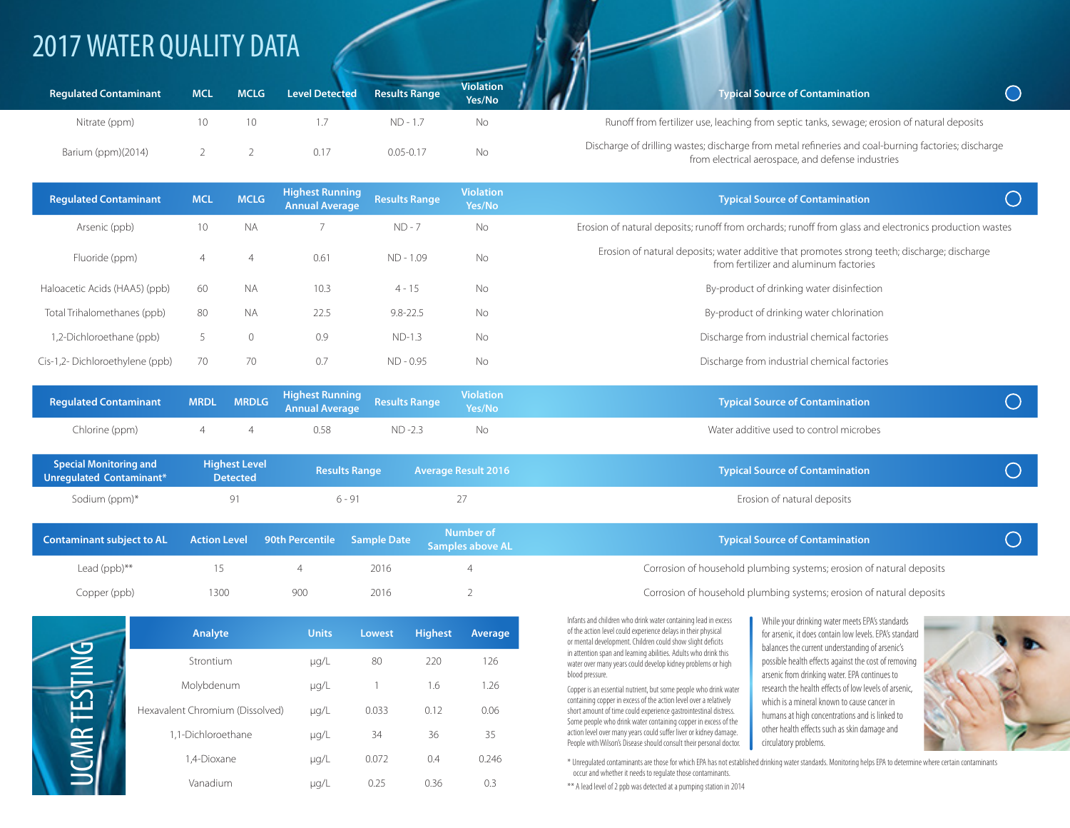# 2017 WATER QUALITY DATA

| Regulated Contaminant | MCL | MCLG | Level Detected | Results Range | Violation Yes/No | Typical Source of Contamination |
|---|---|---|---|---|---|---|
| Nitrate (ppm) | 10 | 10 | 1.7 | ND - 1.7 | No | Runoff from fertilizer use, leaching from septic tanks, sewage; erosion of natural deposits |
| Barium (ppm)(2014) | 2 | 2 | 0.17 | 0.05-0.17 | No | Discharge of drilling wastes; discharge from metal refineries and coal-burning factories; discharge from electrical aerospace, and defense industries |

| Regulated Contaminant | MCL | MCLG | Highest Running Annual Average | Results Range | Violation Yes/No | Typical Source of Contamination |
|---|---|---|---|---|---|---|
| Arsenic (ppb) | 10 | NA | 7 | ND - 7 | No | Erosion of natural deposits; runoff from orchards; runoff from glass and electronics production wastes |
| Fluoride (ppm) | 4 | 4 | 0.61 | ND - 1.09 | No | Erosion of natural deposits; water additive that promotes strong teeth; discharge; discharge from fertilizer and aluminum factories |
| Haloacetic Acids (HAA5) (ppb) | 60 | NA | 10.3 | 4 - 15 | No | By-product of drinking water disinfection |
| Total Trihalomethanes (ppb) | 80 | NA | 22.5 | 9.8-22.5 | No | By-product of drinking water chlorination |
| 1,2-Dichloroethane (ppb) | 5 | 0 | 0.9 | ND-1.3 | No | Discharge from industrial chemical factories |
| Cis-1,2- Dichloroethylene (ppb) | 70 | 70 | 0.7 | ND - 0.95 | No | Discharge from industrial chemical factories |

| Regulated Contaminant | MRDL | MRDLG | Highest Running Annual Average | Results Range | Violation Yes/No | Typical Source of Contamination |
|---|---|---|---|---|---|---|
| Chlorine (ppm) | 4 | 4 | 0.58 | ND -2.3 | No | Water additive used to control microbes |

| Special Monitoring and Unregulated Contaminant* | Highest Level Detected | Results Range | Average Result 2016 | Typical Source of Contamination |
|---|---|---|---|---|
| Sodium (ppm)* | 91 | 6 - 91 | 27 | Erosion of natural deposits |

| Contaminant subject to AL | Action Level | 90th Percentile | Sample Date | Number of Samples above AL | Typical Source of Contamination |
|---|---|---|---|---|---|
| Lead (ppb)** | 15 | 4 | 2016 | 4 | Corrosion of household plumbing systems; erosion of natural deposits |
| Copper (ppb) | 1300 | 900 | 2016 | 2 | Corrosion of household plumbing systems; erosion of natural deposits |

## UCMR TESTING

| Analyte | Units | Lowest | Highest | Average |
|---|---|---|---|---|
| Strontium | µg/L | 80 | 220 | 126 |
| Molybdenum | µg/L | 1 | 1.6 | 1.26 |
| Hexavalent Chromium (Dissolved) | µg/L | 0.033 | 0.12 | 0.06 |
| 1,1-Dichloroethane | µg/L | 34 | 36 | 35 |
| 1,4-Dioxane | µg/L | 0.072 | 0.4 | 0.246 |
| Vanadium | µg/L | 0.25 | 0.36 | 0.3 |

Infants and children who drink water containing lead in excess of the action level could experience delays in their physical or mental development. Children could show slight deficits in attention span and learning abilities. Adults who drink this water over many years could develop kidney problems or high blood pressure.

Copper is an essential nutrient, but some people who drink water containing copper in excess of the action level over a relatively short amount of time could experience gastrointestinal distress. Some people who drink water containing copper in excess of the action level over many years could suffer liver or kidney damage. People with Wilson's Disease should consult their personal doctor.

While your drinking water meets EPA's standards for arsenic, it does contain low levels. EPA's standard balances the current understanding of arsenic's possible health effects against the cost of removing arsenic from drinking water. EPA continues to research the health effects of low levels of arsenic, which is a mineral known to cause cancer in humans at high concentrations and is linked to other health effects such as skin damage and circulatory problems.

* Unregulated contaminants are those for which EPA has not established drinking water standards. Monitoring helps EPA to determine where certain contaminants occur and whether it needs to regulate those contaminants.

** A lead level of 2 ppb was detected at a pumping station in 2014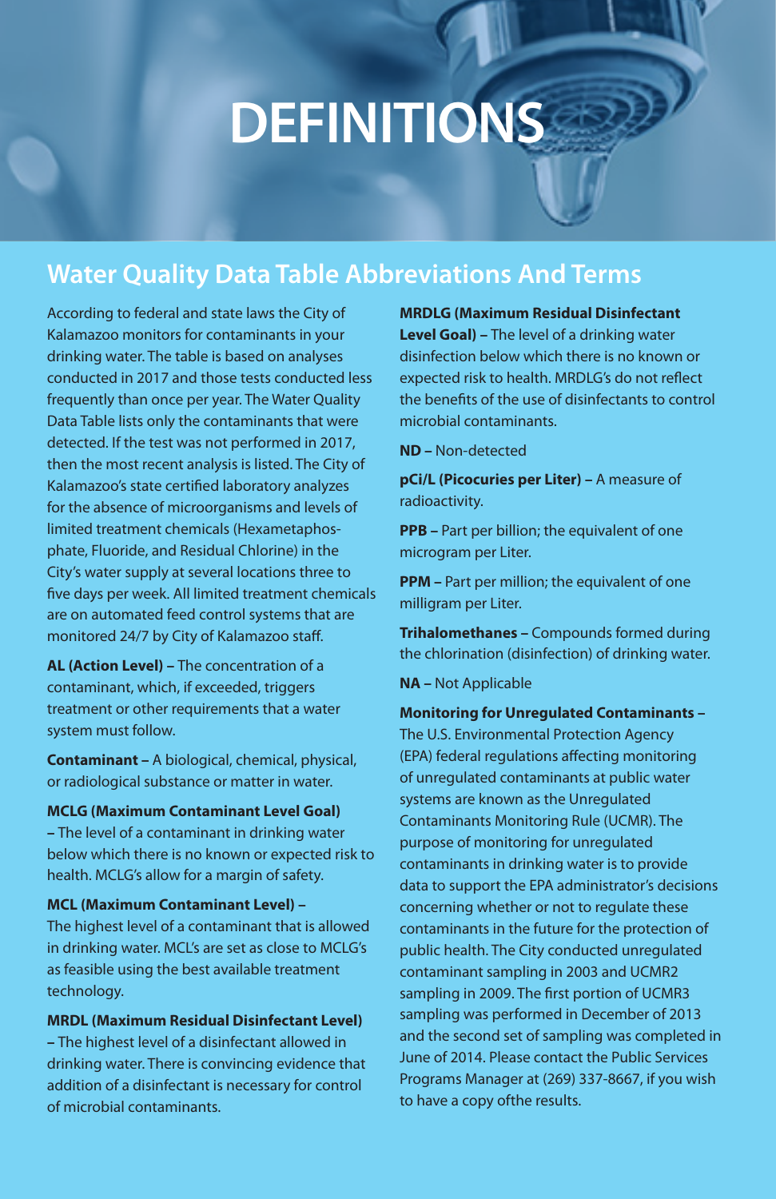# DEFINITIONS

## Water Quality Data Table Abbreviations And Terms

According to federal and state laws the City of Kalamazoo monitors for contaminants in your drinking water. The table is based on analyses conducted in 2017 and those tests conducted less frequently than once per year. The Water Quality Data Table lists only the contaminants that were detected. If the test was not performed in 2017, then the most recent analysis is listed. The City of Kalamazoo's state certified laboratory analyzes for the absence of microorganisms and levels of limited treatment chemicals (Hexametaphosphate, Fluoride, and Residual Chlorine) in the City's water supply at several locations three to five days per week. All limited treatment chemicals are on automated feed control systems that are monitored 24/7 by City of Kalamazoo staff.

**AL (Action Level) –** The concentration of a contaminant, which, if exceeded, triggers treatment or other requirements that a water system must follow.

**Contaminant –** A biological, chemical, physical, or radiological substance or matter in water.

**MCLG (Maximum Contaminant Level Goal) –** The level of a contaminant in drinking water below which there is no known or expected risk to health. MCLG's allow for a margin of safety.

**MCL (Maximum Contaminant Level) –** The highest level of a contaminant that is allowed in drinking water. MCL's are set as close to MCLG's as feasible using the best available treatment technology.

**MRDL (Maximum Residual Disinfectant Level) –** The highest level of a disinfectant allowed in drinking water. There is convincing evidence that addition of a disinfectant is necessary for control of microbial contaminants.

**MRDLG (Maximum Residual Disinfectant Level Goal) –** The level of a drinking water disinfection below which there is no known or expected risk to health. MRDLG's do not reflect the benefits of the use of disinfectants to control microbial contaminants.

**ND –** Non-detected

**pCi/L (Picocuries per Liter) –** A measure of radioactivity.

**PPB –** Part per billion; the equivalent of one microgram per Liter.

**PPM –** Part per million; the equivalent of one milligram per Liter.

**Trihalomethanes –** Compounds formed during the chlorination (disinfection) of drinking water.

**NA –** Not Applicable

**Monitoring for Unregulated Contaminants –** The U.S. Environmental Protection Agency (EPA) federal regulations affecting monitoring of unregulated contaminants at public water systems are known as the Unregulated Contaminants Monitoring Rule (UCMR). The purpose of monitoring for unregulated contaminants in drinking water is to provide data to support the EPA administrator's decisions concerning whether or not to regulate these contaminants in the future for the protection of public health. The City conducted unregulated contaminant sampling in 2003 and UCMR2 sampling in 2009. The first portion of UCMR3 sampling was performed in December of 2013 and the second set of sampling was completed in June of 2014. Please contact the Public Services Programs Manager at (269) 337-8667, if you wish to have a copy ofthe results.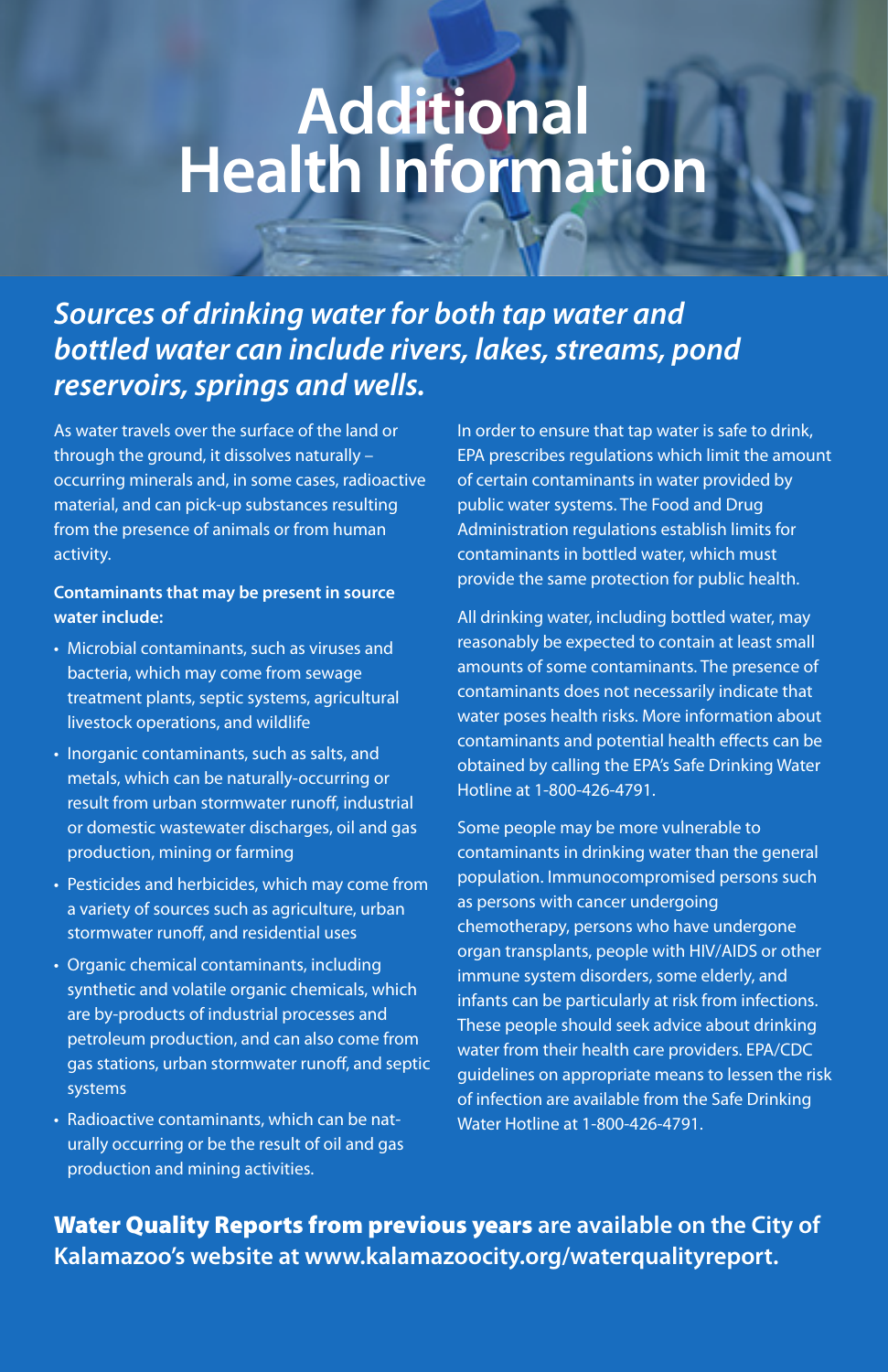# Additional Health Information

## *Sources of drinking water for both tap water and bottled water can include rivers, lakes, streams, pond reservoirs, springs and wells.*

As water travels over the surface of the land or through the ground, it dissolves naturally – occurring minerals and, in some cases, radioactive material, and can pick-up substances resulting from the presence of animals or from human activity.

**Contaminants that may be present in source water include:**

- Microbial contaminants, such as viruses and bacteria, which may come from sewage treatment plants, septic systems, agricultural livestock operations, and wildlife
- Inorganic contaminants, such as salts, and metals, which can be naturally-occurring or result from urban stormwater runoff, industrial or domestic wastewater discharges, oil and gas production, mining or farming
- Pesticides and herbicides, which may come from a variety of sources such as agriculture, urban stormwater runoff, and residential uses
- Organic chemical contaminants, including synthetic and volatile organic chemicals, which are by-products of industrial processes and petroleum production, and can also come from gas stations, urban stormwater runoff, and septic systems
- Radioactive contaminants, which can be naturally occurring or be the result of oil and gas production and mining activities.

In order to ensure that tap water is safe to drink, EPA prescribes regulations which limit the amount of certain contaminants in water provided by public water systems. The Food and Drug Administration regulations establish limits for contaminants in bottled water, which must provide the same protection for public health.

All drinking water, including bottled water, may reasonably be expected to contain at least small amounts of some contaminants. The presence of contaminants does not necessarily indicate that water poses health risks. More information about contaminants and potential health effects can be obtained by calling the EPA's Safe Drinking Water Hotline at 1-800-426-4791.

Some people may be more vulnerable to contaminants in drinking water than the general population. Immunocompromised persons such as persons with cancer undergoing chemotherapy, persons who have undergone organ transplants, people with HIV/AIDS or other immune system disorders, some elderly, and infants can be particularly at risk from infections. These people should seek advice about drinking water from their health care providers. EPA/CDC guidelines on appropriate means to lessen the risk of infection are available from the Safe Drinking Water Hotline at 1-800-426-4791.

**Water Quality Reports from previous years are available on the City of Kalamazoo's website at www.kalamazoocity.org/waterqualityreport.**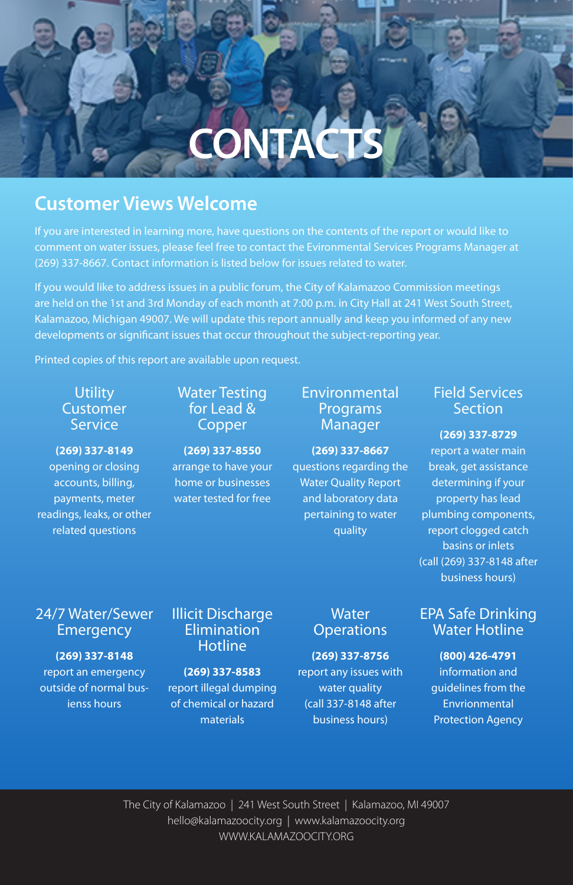# CONTACTS

## Customer Views Welcome

If you are interested in learning more, have questions on the contents of the report or would like to comment on water issues, please feel free to contact the Evironmental Services Programs Manager at (269) 337-8667. Contact information is listed below for issues related to water.

If you would like to address issues in a public forum, the City of Kalamazoo Commission meetings are held on the 1st and 3rd Monday of each month at 7:00 p.m. in City Hall at 241 West South Street, Kalamazoo, Michigan 49007. We will update this report annually and keep you informed of any new developments or significant issues that occur throughout the subject-reporting year.

Printed copies of this report are available upon request.

### Utility Customer Service

**(269) 337-8149**
opening or closing accounts, billing, payments, meter readings, leaks, or other related questions

### Water Testing for Lead & Copper

**(269) 337-8550**
arrange to have your home or businesses water tested for free

### Environmental Programs Manager

**(269) 337-8667**
questions regarding the Water Quality Report and laboratory data pertaining to water quality

### Field Services Section

**(269) 337-8729**
report a water main break, get assistance determining if your property has lead plumbing components, report clogged catch basins or inlets (call (269) 337-8148 after business hours)

### 24/7 Water/Sewer Emergency

**(269) 337-8148**
report an emergency outside of normal busienss hours

### Illicit Discharge Elimination Hotline

**(269) 337-8583**
report illegal dumping of chemical or hazard materials

### Water Operations

**(269) 337-8756**
report any issues with water quality (call 337-8148 after business hours)

### EPA Safe Drinking Water Hotline

**(800) 426-4791**
information and guidelines from the Envrionmental Protection Agency

The City of Kalamazoo | 241 West South Street | Kalamazoo, MI 49007
hello@kalamazoocity.org | www.kalamazoocity.org
WWW.KALAMAZOOCITY.ORG